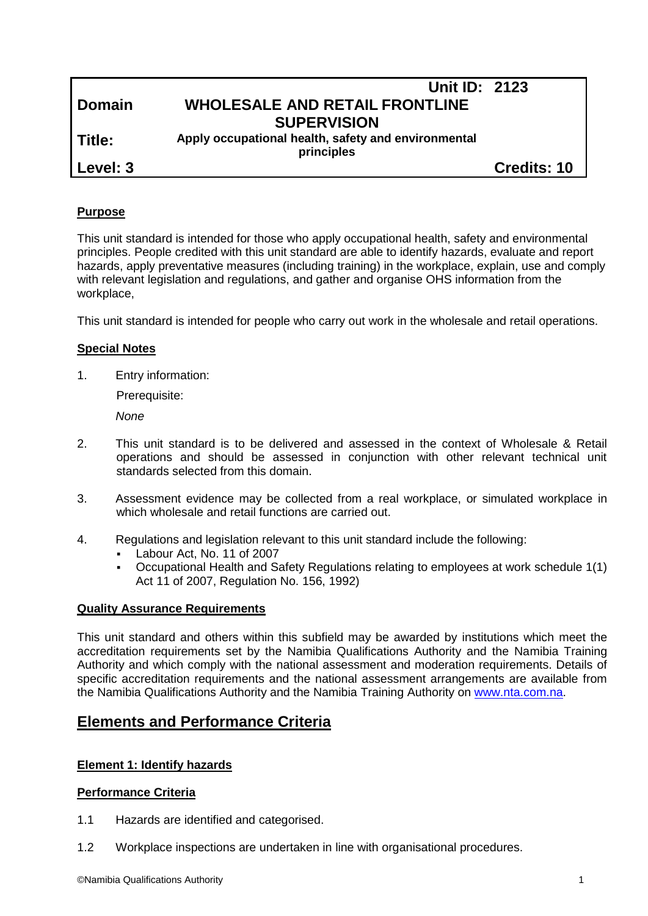| | | |
|---|---|---|
| | | **Unit ID: 2123** |
| **Domain** | **WHOLESALE AND RETAIL FRONTLINE SUPERVISION** | |
| **Title:** | **Apply occupational health, safety and environmental principles** | |
| **Level: 3** | | **Credits: 10** |

## Purpose

This unit standard is intended for those who apply occupational health, safety and environmental principles. People credited with this unit standard are able to identify hazards, evaluate and report hazards, apply preventative measures (including training) in the workplace, explain, use and comply with relevant legislation and regulations, and gather and organise OHS information from the workplace,

This unit standard is intended for people who carry out work in the wholesale and retail operations.

## Special Notes

1. Entry information:

   Prerequisite:

   *None*

2. This unit standard is to be delivered and assessed in the context of Wholesale & Retail operations and should be assessed in conjunction with other relevant technical unit standards selected from this domain.

3. Assessment evidence may be collected from a real workplace, or simulated workplace in which wholesale and retail functions are carried out.

4. Regulations and legislation relevant to this unit standard include the following:
   - Labour Act, No. 11 of 2007
   - Occupational Health and Safety Regulations relating to employees at work schedule 1(1) Act 11 of 2007, Regulation No. 156, 1992)

## Quality Assurance Requirements

This unit standard and others within this subfield may be awarded by institutions which meet the accreditation requirements set by the Namibia Qualifications Authority and the Namibia Training Authority and which comply with the national assessment and moderation requirements. Details of specific accreditation requirements and the national assessment arrangements are available from the Namibia Qualifications Authority and the Namibia Training Authority on www.nta.com.na.

# Elements and Performance Criteria

### Element 1: Identify hazards

#### Performance Criteria

1.1 Hazards are identified and categorised.

1.2 Workplace inspections are undertaken in line with organisational procedures.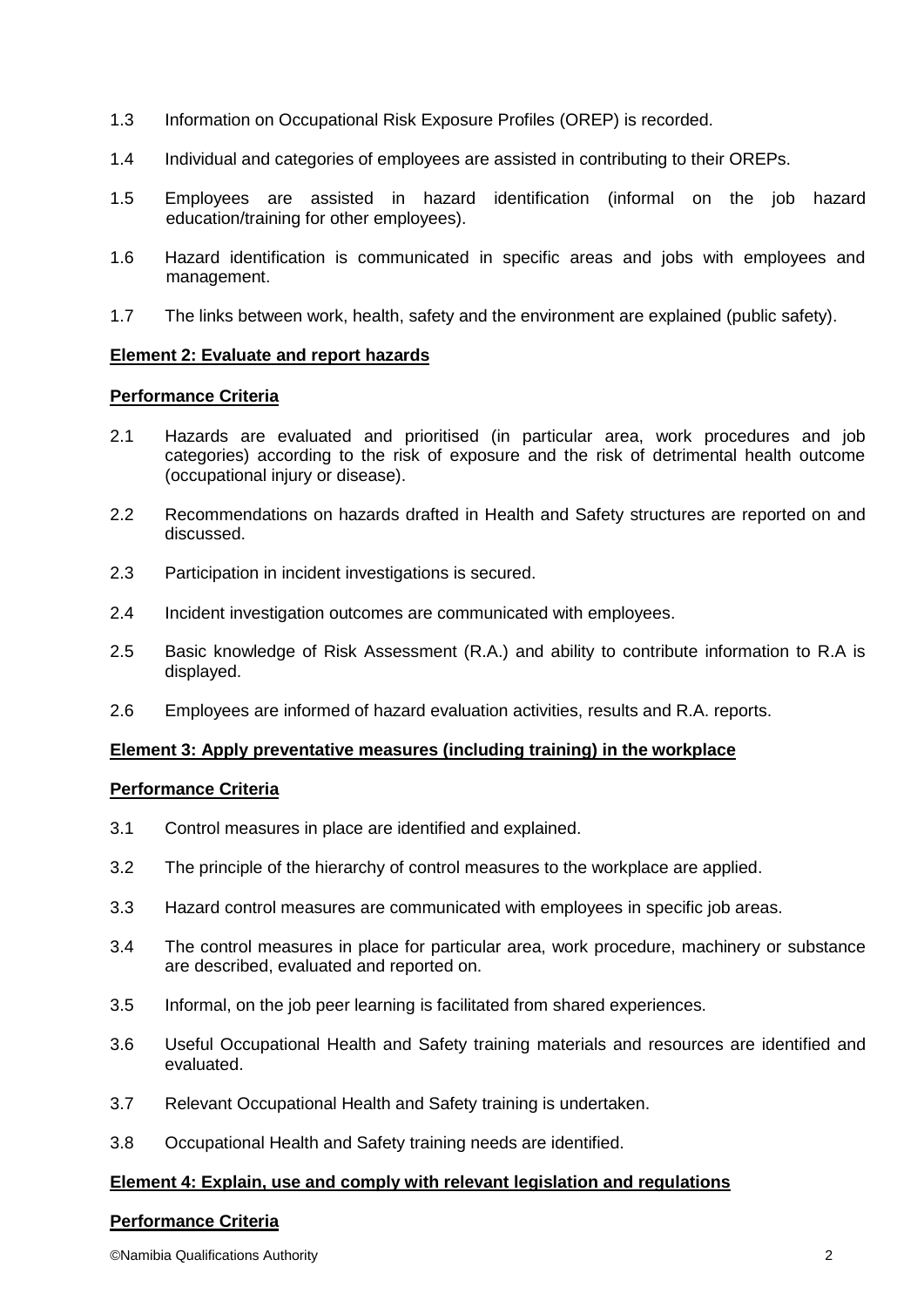1.3 Information on Occupational Risk Exposure Profiles (OREP) is recorded.

1.4 Individual and categories of employees are assisted in contributing to their OREPs.

1.5 Employees are assisted in hazard identification (informal on the job hazard education/training for other employees).

1.6 Hazard identification is communicated in specific areas and jobs with employees and management.

1.7 The links between work, health, safety and the environment are explained (public safety).

**Element 2: Evaluate and report hazards**

**Performance Criteria**

2.1 Hazards are evaluated and prioritised (in particular area, work procedures and job categories) according to the risk of exposure and the risk of detrimental health outcome (occupational injury or disease).

2.2 Recommendations on hazards drafted in Health and Safety structures are reported on and discussed.

2.3 Participation in incident investigations is secured.

2.4 Incident investigation outcomes are communicated with employees.

2.5 Basic knowledge of Risk Assessment (R.A.) and ability to contribute information to R.A is displayed.

2.6 Employees are informed of hazard evaluation activities, results and R.A. reports.

**Element 3: Apply preventative measures (including training) in the workplace**

**Performance Criteria**

3.1 Control measures in place are identified and explained.

3.2 The principle of the hierarchy of control measures to the workplace are applied.

3.3 Hazard control measures are communicated with employees in specific job areas.

3.4 The control measures in place for particular area, work procedure, machinery or substance are described, evaluated and reported on.

3.5 Informal, on the job peer learning is facilitated from shared experiences.

3.6 Useful Occupational Health and Safety training materials and resources are identified and evaluated.

3.7 Relevant Occupational Health and Safety training is undertaken.

3.8 Occupational Health and Safety training needs are identified.

**Element 4: Explain, use and comply with relevant legislation and regulations**

**Performance Criteria**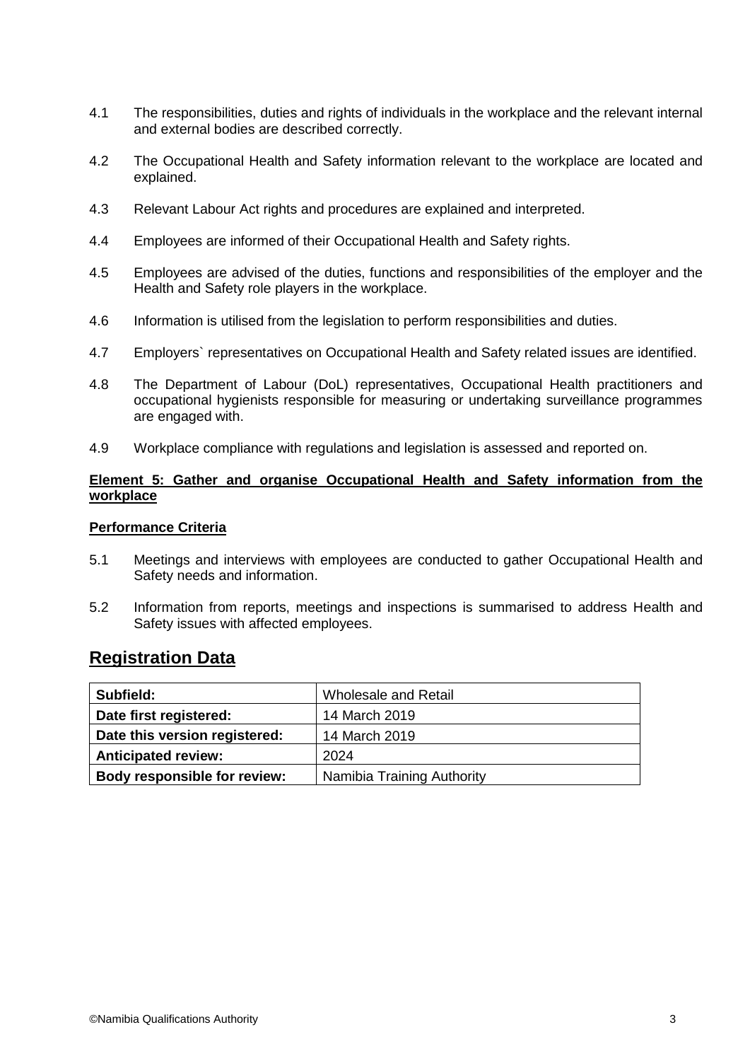4.1 The responsibilities, duties and rights of individuals in the workplace and the relevant internal and external bodies are described correctly.

4.2 The Occupational Health and Safety information relevant to the workplace are located and explained.

4.3 Relevant Labour Act rights and procedures are explained and interpreted.

4.4 Employees are informed of their Occupational Health and Safety rights.

4.5 Employees are advised of the duties, functions and responsibilities of the employer and the Health and Safety role players in the workplace.

4.6 Information is utilised from the legislation to perform responsibilities and duties.

4.7 Employers` representatives on Occupational Health and Safety related issues are identified.

4.8 The Department of Labour (DoL) representatives, Occupational Health practitioners and occupational hygienists responsible for measuring or undertaking surveillance programmes are engaged with.

4.9 Workplace compliance with regulations and legislation is assessed and reported on.

**Element 5: Gather and organise Occupational Health and Safety information from the workplace**

**Performance Criteria**

5.1 Meetings and interviews with employees are conducted to gather Occupational Health and Safety needs and information.

5.2 Information from reports, meetings and inspections is summarised to address Health and Safety issues with affected employees.

## Registration Data

| | |
|---|---|
| **Subfield:** | Wholesale and Retail |
| **Date first registered:** | 14 March 2019 |
| **Date this version registered:** | 14 March 2019 |
| **Anticipated review:** | 2024 |
| **Body responsible for review:** | Namibia Training Authority |